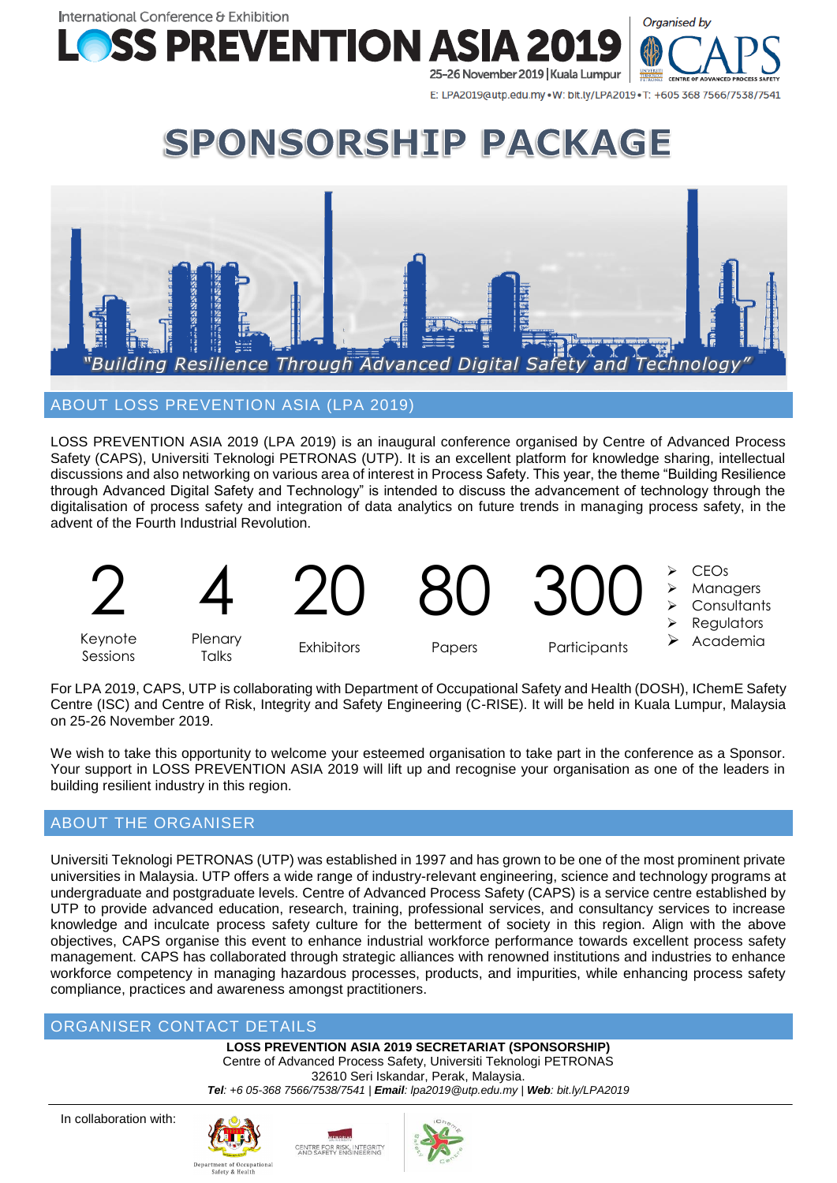International Conference & Exhibition

# LOSS PREVENTION ASIA 2019

25-26 November 2019 | Kuala Lumpur

Organised by CAPS – Centre of Advanced Process Safety

E: LPA2019@utp.edu.my • W: bit.ly/LPA2019 • T: +605 368 7566/7538/7541

# SPONSORSHIP PACKAGE

*"Building Resilience Through Advanced Digital Safety and Technology"*

## ABOUT LOSS PREVENTION ASIA (LPA 2019)

LOSS PREVENTION ASIA 2019 (LPA 2019) is an inaugural conference organised by Centre of Advanced Process Safety (CAPS), Universiti Teknologi PETRONAS (UTP). It is an excellent platform for knowledge sharing, intellectual discussions and also networking on various area of interest in Process Safety. This year, the theme "Building Resilience through Advanced Digital Safety and Technology" is intended to discuss the advancement of technology through the digitalisation of process safety and integration of data analytics on future trends in managing process safety, in the advent of the Fourth Industrial Revolution.

| 2 | 4 | 20 | 80 | 300 |
|---|---|---|---|---|
| Keynote Sessions | Plenary Talks | Exhibitors | Papers | Participants |

- CEOs
- Managers
- Consultants
- Regulators
- Academia

For LPA 2019, CAPS, UTP is collaborating with Department of Occupational Safety and Health (DOSH), IChemE Safety Centre (ISC) and Centre of Risk, Integrity and Safety Engineering (C-RISE). It will be held in Kuala Lumpur, Malaysia on 25-26 November 2019.

We wish to take this opportunity to welcome your esteemed organisation to take part in the conference as a Sponsor. Your support in LOSS PREVENTION ASIA 2019 will lift up and recognise your organisation as one of the leaders in building resilient industry in this region.

## ABOUT THE ORGANISER

Universiti Teknologi PETRONAS (UTP) was established in 1997 and has grown to be one of the most prominent private universities in Malaysia. UTP offers a wide range of industry-relevant engineering, science and technology programs at undergraduate and postgraduate levels. Centre of Advanced Process Safety (CAPS) is a service centre established by UTP to provide advanced education, research, training, professional services, and consultancy services to increase knowledge and inculcate process safety culture for the betterment of society in this region. Align with the above objectives, CAPS organise this event to enhance industrial workforce performance towards excellent process safety management. CAPS has collaborated through strategic alliances with renowned institutions and industries to enhance workforce competency in managing hazardous processes, products, and impurities, while enhancing process safety compliance, practices and awareness amongst practitioners.

## ORGANISER CONTACT DETAILS

**LOSS PREVENTION ASIA 2019 SECRETARIAT (SPONSORSHIP)**
Centre of Advanced Process Safety, Universiti Teknologi PETRONAS
32610 Seri Iskandar, Perak, Malaysia.
***Tel***: *+6 05-368 7566/7538/7541* | ***Email***: *lpa2019@utp.edu.my* | ***Web***: *bit.ly/LPA2019*

In collaboration with: Department of Occupational Safety & Health; Centre for Risk, Integrity and Safety Engineering; IChemE Safety Centre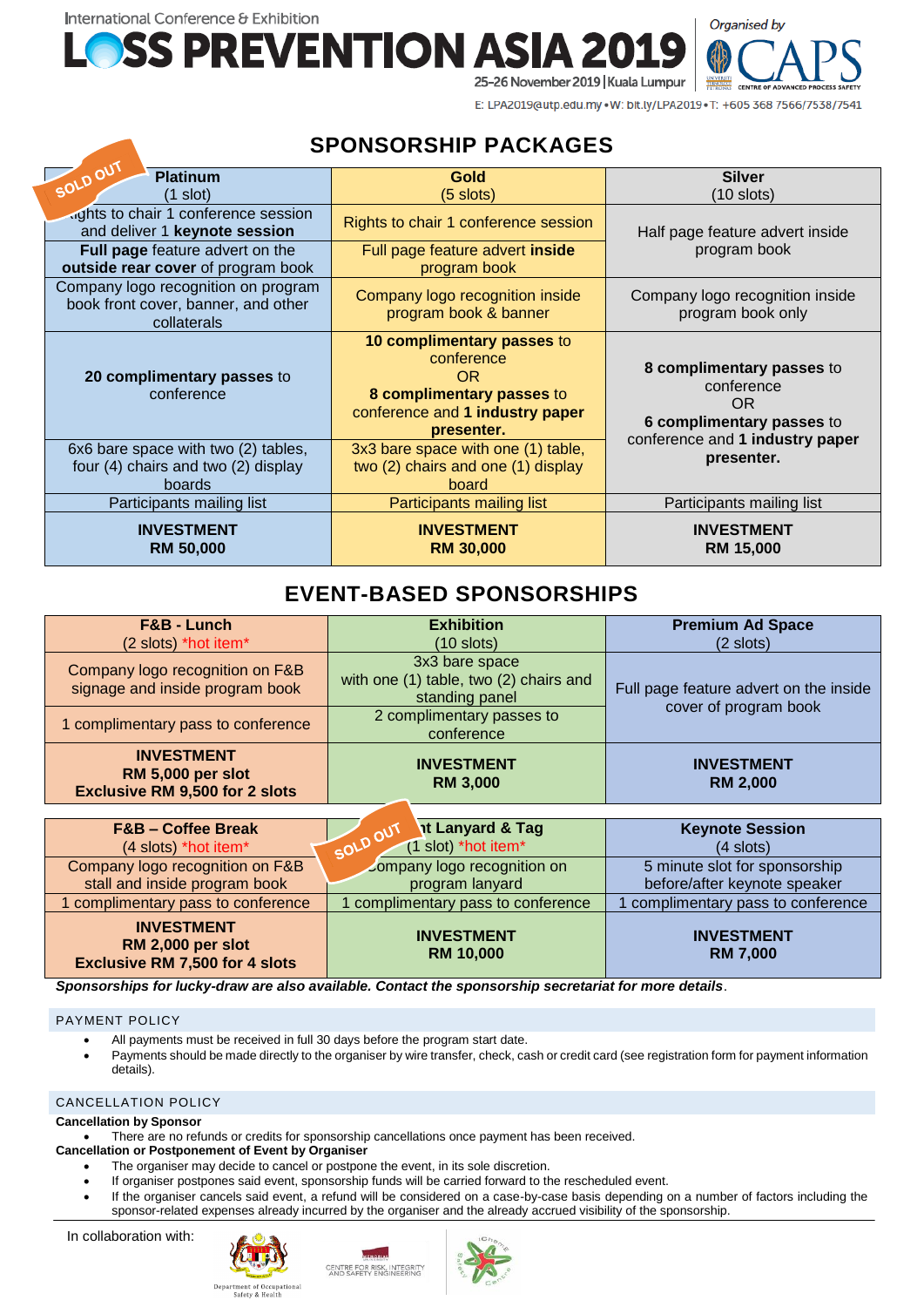International Conference & Exhibition

# LOSS PREVENTION ASIA 2019

25-26 November 2019 | Kuala Lumpur

Organised by CAPS – Centre of Advanced Process Safety

E: LPA2019@utp.edu.my • W: bit.ly/LPA2019 • T: +605 368 7566/7538/7541

## SPONSORSHIP PACKAGES

| **Platinum** (1 slot) SOLD OUT | **Gold** (5 slots) | **Silver** (10 slots) |
|---|---|---|
| Rights to chair 1 conference session and deliver 1 **keynote session** | Rights to chair 1 conference session | Half page feature advert inside program book |
| **Full page** feature advert on the **outside rear cover** of program book | Full page feature advert **inside** program book | |
| Company logo recognition on program book front cover, banner, and other collaterals | Company logo recognition inside program book & banner | Company logo recognition inside program book only |
| **20 complimentary passes** to conference | **10 complimentary passes** to conference OR **8 complimentary passes** to conference and **1 industry paper presenter.** | **8 complimentary passes** to conference OR **6 complimentary passes** to conference and **1 industry paper presenter.** |
| 6x6 bare space with two (2) tables, four (4) chairs and two (2) display boards | 3x3 bare space with one (1) table, two (2) chairs and one (1) display board | |
| Participants mailing list | Participants mailing list | Participants mailing list |
| **INVESTMENT RM 50,000** | **INVESTMENT RM 30,000** | **INVESTMENT RM 15,000** |

## EVENT-BASED SPONSORSHIPS

| **F&B - Lunch** (2 slots) *hot item* | **Exhibition** (10 slots) | **Premium Ad Space** (2 slots) |
|---|---|---|
| Company logo recognition on F&B signage and inside program book | 3x3 bare space with one (1) table, two (2) chairs and standing panel | Full page feature advert on the inside cover of program book |
| 1 complimentary pass to conference | 2 complimentary passes to conference | |
| **INVESTMENT RM 5,000 per slot Exclusive RM 9,500 for 2 slots** | **INVESTMENT RM 3,000** | **INVESTMENT RM 2,000** |

| **F&B – Coffee Break** (4 slots) *hot item* | **Event Lanyard & Tag** (1 slot) *hot item* SOLD OUT | **Keynote Session** (4 slots) |
|---|---|---|
| Company logo recognition on F&B stall and inside program book | Company logo recognition on program lanyard | 5 minute slot for sponsorship before/after keynote speaker |
| 1 complimentary pass to conference | 1 complimentary pass to conference | 1 complimentary pass to conference |
| **INVESTMENT RM 2,000 per slot Exclusive RM 7,500 for 4 slots** | **INVESTMENT RM 10,000** | **INVESTMENT RM 7,000** |

***Sponsorships for lucky-draw are also available. Contact the sponsorship secretariat for more details***.

### PAYMENT POLICY

- All payments must be received in full 30 days before the program start date.
- Payments should be made directly to the organiser by wire transfer, check, cash or credit card (see registration form for payment information details).

### CANCELLATION POLICY

**Cancellation by Sponsor**

- There are no refunds or credits for sponsorship cancellations once payment has been received.

**Cancellation or Postponement of Event by Organiser**

- The organiser may decide to cancel or postpone the event, in its sole discretion.
- If organiser postpones said event, sponsorship funds will be carried forward to the rescheduled event.
- If the organiser cancels said event, a refund will be considered on a case-by-case basis depending on a number of factors including the sponsor-related expenses already incurred by the organiser and the already accrued visibility of the sponsorship.

In collaboration with: Department of Occupational Safety & Health; Centre for Risk, Integrity and Safety Engineering; IChemE Safety Centre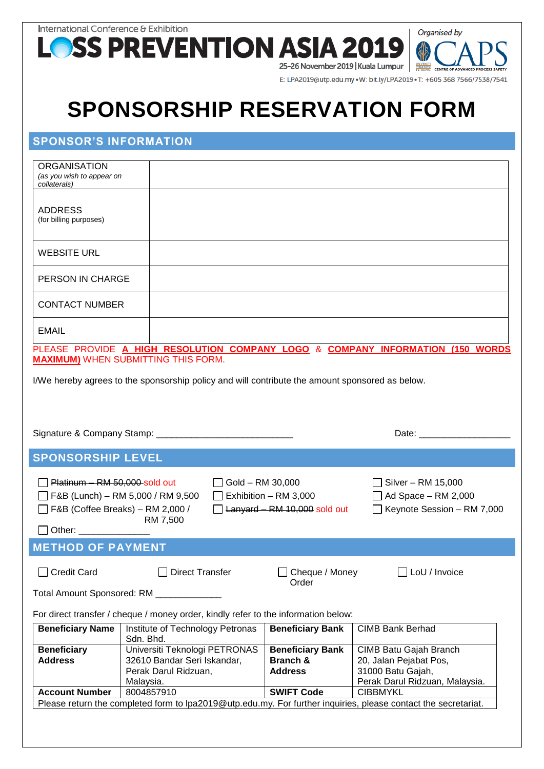International Conference & Exhibition

# LOSS PREVENTION ASIA 2019

25-26 November 2019 | Kuala Lumpur

Organised by CAPS CENTRE OF ADVANCED PROCESS SAFETY

E: LPA2019@utp.edu.my • W: bit.ly/LPA2019 • T: +605 368 7566/7538/7541

# SPONSORSHIP RESERVATION FORM

## SPONSOR'S INFORMATION

| | |
|---|---|
| ORGANISATION *(as you wish to appear on collaterals)* | |
| ADDRESS (for billing purposes) | |
| WEBSITE URL | |
| PERSON IN CHARGE | |
| CONTACT NUMBER | |
| EMAIL | |

PLEASE PROVIDE **A HIGH RESOLUTION COMPANY LOGO** & **COMPANY INFORMATION (150 WORDS MAXIMUM)** WHEN SUBMITTING THIS FORM.

I/We hereby agrees to the sponsorship policy and will contribute the amount sponsored as below.

Signature & Company Stamp: ___________________________ Date: __________________

## SPONSORSHIP LEVEL

- ☐ ~~Platinum – RM 50,000~~ sold out
- ☐ Gold – RM 30,000
- ☐ Silver – RM 15,000
- ☐ F&B (Lunch) – RM 5,000 / RM 9,500
- ☐ Exhibition – RM 3,000
- ☐ Ad Space – RM 2,000
- ☐ F&B (Coffee Breaks) – RM 2,000 / RM 7,500
- ☐ ~~Lanyard – RM 10,000~~ sold out
- ☐ Keynote Session – RM 7,000
- ☐ Other: ______________

## METHOD OF PAYMENT

- ☐ Credit Card
- ☐ Direct Transfer
- ☐ Cheque / Money Order
- ☐ LoU / Invoice

Total Amount Sponsored: RM _____________

For direct transfer / cheque / money order, kindly refer to the information below:

| | | | |
|---|---|---|---|
| **Beneficiary Name** | Institute of Technology Petronas Sdn. Bhd. | **Beneficiary Bank** | CIMB Bank Berhad |
| **Beneficiary Address** | Universiti Teknologi PETRONAS 32610 Bandar Seri Iskandar, Perak Darul Ridzuan, Malaysia. | **Beneficiary Bank Branch & Address** | CIMB Batu Gajah Branch 20, Jalan Pejabat Pos, 31000 Batu Gajah, Perak Darul Ridzuan, Malaysia. |
| **Account Number** | 8004857910 | **SWIFT Code** | CIBBMYKL |

Please return the completed form to lpa2019@utp.edu.my. For further inquiries, please contact the secretariat.